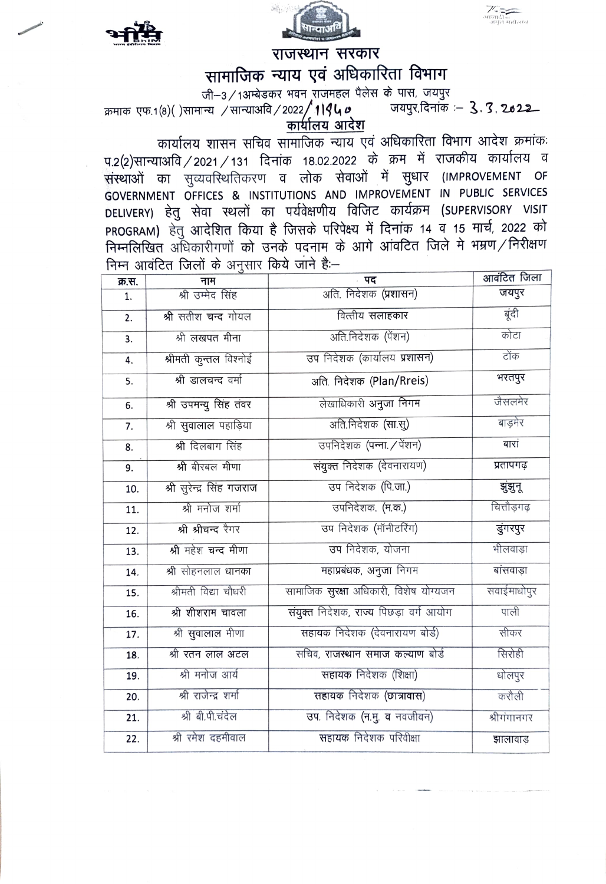# राजस्थान सरकार

## सामाजिक न्याय एवं अधिकारिता विभाग

जी–3/1अम्बेडकर भवन राजमहल पैलेस के पास, जयपुर

क्रमाक एफ.1(8)( )सामान्य /सान्याअवि/2022/11940 जयपुर,दिनांक :– 3.3.2022

### कार्यालय आदेश

कार्यालय शासन सचिव सामाजिक न्याय एवं अधिकारिता विभाग आदेश क्रमांकः प.2(2)सान्याअवि/2021/131 दिनांक 18.02.2022 के क्रम में राजकीय कार्यालय व संस्थाओं का सुव्यवस्थितिकरण व लोक सेवाओं में सुधार (IMPROVEMENT OF GOVERNMENT OFFICES & INSTITUTIONS AND IMPROVEMENT IN PUBLIC SERVICES DELIVERY) हेतु सेवा स्थलों का पर्यवेक्षणीय विजिट कार्यक्रम (SUPERVISORY VISIT PROGRAM) हेतु आदेशित किया है जिसके परिपेक्ष्य में दिनांक 14 व 15 मार्च, 2022 को निम्नलिखित अधिकारीगणों को उनके पदनाम के आगे आंवटित जिले मे भ्रमण/निरीक्षण निम्न आंवटित जिलों के अनुसार किये जाने हैः–

| क्र.स. | नाम | पद | आंवटित जिला |
|---|---|---|---|
| 1. | श्री उम्मेद सिंह | अति. निदेशक (प्रशासन) | जयपुर |
| 2. | श्री सतीश चन्द गोयल | वित्तीय सलाहकार | बूंदी |
| 3. | श्री लखपत मीना | अति.निदेशक (पेंशन) | कोटा |
| 4. | श्रीमती कुन्तल विश्नोई | उप निदेशक (कार्यालय प्रशासन) | टोंक |
| 5. | श्री डालचन्द वर्मा | अति. निदेशक (Plan/Rreis) | भरतपुर |
| 6. | श्री उपमन्यु सिंह तंवर | लेखाधिकारी अनुजा निगम | जैसलमेर |
| 7. | श्री सुवालाल पहाड़िया | अति.निदेशक (सा.सु) | बाड़मेर |
| 8. | श्री दिलबाग सिंह | उपनिदेशक (पन्ना./पेंशन) | बारां |
| 9. | श्री बीरबल मीणा | संयुक्त निदेशक (देवनारायण) | प्रतापगढ़ |
| 10. | श्री सुरेन्द्र सिंह गजराज | उप निदेशक (पि.जा.) | झुंझुनू |
| 11. | श्री मनोज शर्मा | उपनिदेशक. (म.क.) | चित्तौड़गढ़ |
| 12. | श्री श्रीचन्द रैगर | उप निदेशक (मॉनीटरिंग) | डुंगरपुर |
| 13. | श्री महेश चन्द मीणा | उप निदेशक, योजना | भीलवाड़ा |
| 14. | श्री सोहनलाल धानका | महाप्रबंधक, अनुजा निगम | बांसवाड़ा |
| 15. | श्रीमती विद्या चौधरी | सामाजिक सुरक्षा अधिकारी, विशेष योग्यजन | सवाईमाधोपुर |
| 16. | श्री शीशराम चावला | संयुक्त निदेशक, राज्य पिछड़ा वर्ग आयोग | पाली |
| 17. | श्री सुवालाल मीणा | सहायक निदेशक (देवनारायण बोर्ड) | सीकर |
| 18. | श्री रतन लाल अटल | सचिव, राजस्थान समाज कल्याण बोर्ड | सिरोही |
| 19. | श्री मनोज आर्य | सहायक निदेशक (शिक्षा) | धोलपुर |
| 20. | श्री राजेन्द्र शर्मा | सहायक निदेशक (छात्रावास) | करौली |
| 21. | श्री बी.पी.चंदेल | उप. निदेशक (न.मु. व नवजीवन) | श्रीगंगानगर |
| 22. | श्री रमेश दहमीवाल | सहायक निदेशक परिवीक्षा | झालावाड़ |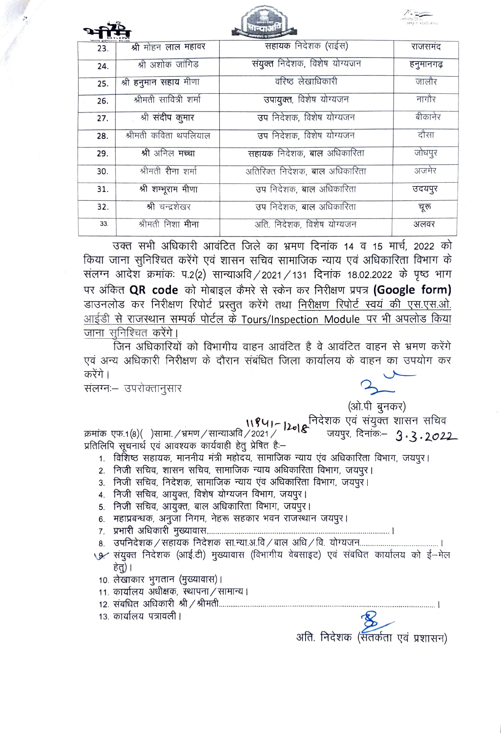| | | | |
|---|---|---|---|
| 23. | श्री मोहन लाल महावर | सहायक निदेशक (राईस) | राजसमंद |
| 24. | श्री अशोक जांगिड़ | संयुक्त निदेशक, विशेष योग्यजन | हनुमानगढ़ |
| 25. | श्री हनुमान सहाय मीणा | वरिष्ठ लेखाधिकारी | जालौर |
| 26. | श्रीमती सावित्री शर्मा | उपायुक्त, विशेष योग्यजन | नागौर |
| 27. | श्री संदीप कुमार | उप निदेशक, विशेष योग्यजन | बीकानेर |
| 28. | श्रीमती कविता थपलियाल | उप निदेशक, विशेष योग्यजन | दौसा |
| 29. | श्री अनिल मच्चा | सहायक निदेशक, बाल अधिकारिता | जोधपुर |
| 30. | श्रीमती रीना शर्मा | अतिरिक्त निदेशक, बाल अधिकारिता | अजमेर |
| 31. | श्री शम्भूराम मीणा | उप निदेशक, बाल अधिकारिता | उदयपुर |
| 32. | श्री चन्द्रशेखर | उप निदेशक, बाल अधिकारिता | चूरू |
| 33. | श्रीमती निशा मीना | अति. निदेशक, विशेष योग्यजन | अलवर |

उक्त सभी अधिकारी आवंटित जिले का भ्रमण दिनांक 14 व 15 मार्च, 2022 को किया जाना सुनिश्चित करेंगे एवं शासन सचिव सामाजिक न्याय एवं अधिकारिता विभाग के संलग्न आदेश क्रमांकः प.2(2) सान्याअवि/2021/131 दिनांक 18.02.2022 के पृष्ठ भाग पर अंकित **QR code** को मोबाइल कैमरे से स्केन कर निरीक्षण प्रपत्र **(Google form)** डाउनलोड कर निरीक्षण रिपोर्ट प्रस्तुत करेंगे तथा निरीक्षण रिपोर्ट स्वयं की एस.एस.ओ. आईडी से राजस्थान सम्पर्क पोर्टल के Tours/Inspection Module पर भी अपलोड किया जाना सुनिश्चित करेंगे।

जिन अधिकारियों को विभागीय वाहन आवंटित है वे आवंटित वाहन से भ्रमण करेंगे एवं अन्य अधिकारी निरीक्षण के दौरान संबंधित जिला कार्यालय के वाहन का उपयोग कर करेंगे।

संलग्नः– उपरोक्तानुसार

(ओ.पी बुनकर)
निदेशक एवं संयुक्त शासन सचिव

क्रमांक एफ.1(8)( )सामा./भ्रमण/सान्याअवि/2021/ 11841-12018 जयपुर, दिनांकः– 3.3.2022

प्रतिलिपि सूचनार्थ एवं आवश्यक कार्यवाही हेतु प्रेषित हैः–

1. विशिष्ट सहायक, माननीय मंत्री महोदय, सामाजिक न्याय एंव अधिकारिता विभाग, जयपुर।
2. निजी सचिव, शासन सचिव, सामाजिक न्याय अधिकारिता विभाग, जयपुर।
3. निजी सचिव, निदेशक, सामाजिक न्याय एंव अधिकारिता विभाग, जयपुर।
4. निजी सचिव, आयुक्त, विशेष योग्यजन विभाग, जयपुर।
5. निजी सचिव, आयुक्त, बाल अधिकारिता विभाग, जयपुर।
6. महाप्रबन्धक, अनुजा निगम, नेहरू सहकार भवन राजस्थान जयपुर।
7. प्रभारी अधिकारी मुख्यावास................................................................................।
8. उपनिदेशक/सहायक निदेशक सा.न्या.अ.वि/बाल अधि/वि. योग्यजन.........................................।
9. संयुक्त निदेशक (आई.टी) मुख्यावास (विभागीय वेबसाइट) एवं संबंधित कार्यालय को ई–मेल हेतु)।
10. लेखाकार भुगतान (मुख्यावास)।
11. कार्यालय अधीक्षक, स्थापना/सामान्य।
12. संबंधित अधिकारी श्री/श्रीमती.............................................................................................।
13. कार्यालय पत्रावली।

अति. निदेशक (सतर्कता एवं प्रशासन)